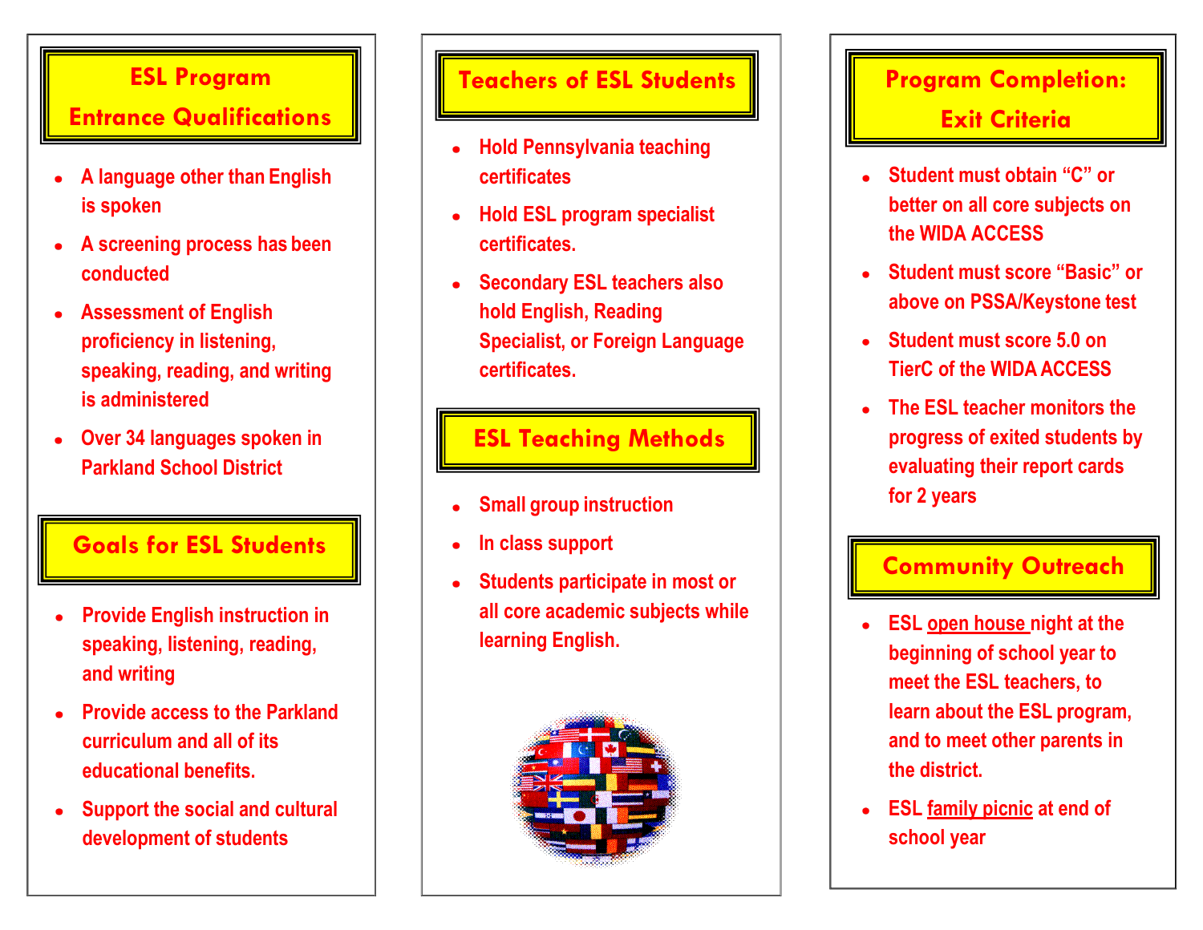## ESL Program Entrance Qualifications

- A language other than English is spoken
- A screening process has been conducted
- Assessment of English proficiency in listening, speaking, reading, and writing is administered
- Over 34 languages spoken in Parkland School District

## Goals for ESL Students

- Provide English instruction in speaking, listening, reading, and writing
- Provide access to the Parkland curriculum and all of its educational benefits.
- Support the social and cultural development of students

## Teachers of ESL Students

- Hold Pennsylvania teaching certificates
- Hold ESL program specialist certificates.
- Secondary ESL teachers also hold English, Reading Specialist, or Foreign Language certificates.

## ESL Teaching Methods

- Small group instruction
- In class support
- Students participate in most or all core academic subjects while learning English.

## Program Completion: Exit Criteria

- Student must obtain "C" or better on all core subjects on the WIDA ACCESS
- Student must score "Basic" or above on PSSA/Keystone test
- Student must score 5.0 on TierC of the WIDA ACCESS
- The ESL teacher monitors the progress of exited students by evaluating their report cards for 2 years

## Community Outreach

- ESL open house night at the beginning of school year to meet the ESL teachers, to learn about the ESL program, and to meet other parents in the district.
- ESL family picnic at end of school year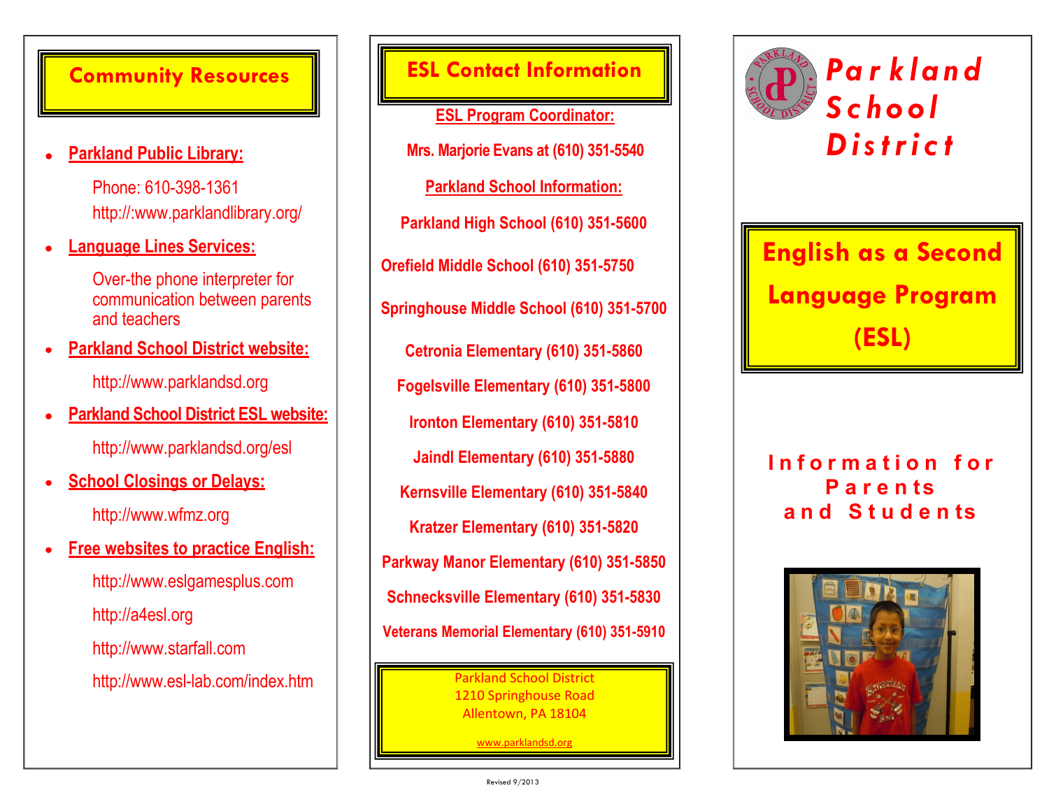## Community Resources

- **Parkland Public Library:**

  Phone: 610-398-1361
  http://:www.parklandlibrary.org/

- **Language Lines Services:**

  Over-the phone interpreter for communication between parents and teachers

- **Parkland School District website:**

  http://www.parklandsd.org

- **Parkland School District ESL website:**

  http://www.parklandsd.org/esl

- **School Closings or Delays:**

  http://www.wfmz.org

- **Free websites to practice English:**

  http://www.eslgamesplus.com

  http://a4esl.org

  http://www.starfall.com

  http://www.esl-lab.com/index.htm

## ESL Contact Information

**ESL Program Coordinator:**

**Mrs. Marjorie Evans at (610) 351-5540**

**Parkland School Information:**

**Parkland High School (610) 351-5600**

**Orefield Middle School (610) 351-5750**

**Springhouse Middle School (610) 351-5700**

**Cetronia Elementary (610) 351-5860**

**Fogelsville Elementary (610) 351-5800**

**Ironton Elementary (610) 351-5810**

**Jaindl Elementary (610) 351-5880**

**Kernsville Elementary (610) 351-5840**

**Kratzer Elementary (610) 351-5820**

**Parkway Manor Elementary (610) 351-5850**

**Schnecksville Elementary (610) 351-5830**

**Veterans Memorial Elementary (610) 351-5910**

Parkland School District
1210 Springhouse Road
Allentown, PA 18104

www.parklandsd.org

# Parkland School District

## English as a Second Language Program (ESL)

### Information for Parents and Students

Revised 9/2013